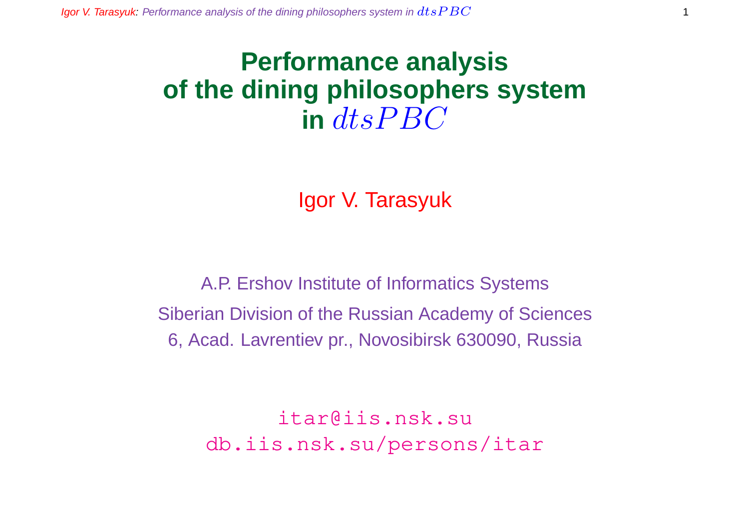# Performance analysis of the dining philosophers system in $dtsPBC$

Igor V. Tarasyuk

A.P. Ershov Institute of Informatics Systems

Siberian Division of the Russian Academy of Sciences

6, Acad. Lavrentiev pr., Novosibirsk 630090, Russia

itar@iis.nsk.su

db.iis.nsk.su/persons/itar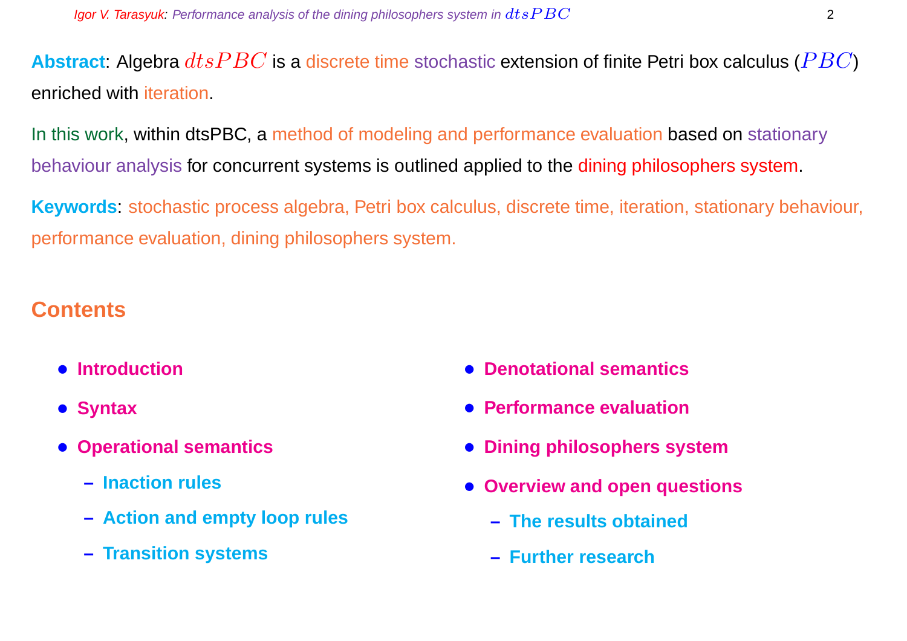**Abstract**: Algebra $dtsPBC$ is a discrete time stochastic extension of finite Petri box calculus ($PBC$) enriched with iteration.

In this work, within dtsPBC, a method of modeling and performance evaluation based on stationary behaviour analysis for concurrent systems is outlined applied to the dining philosophers system.

**Keywords**: stochastic process algebra, Petri box calculus, discrete time, iteration, stationary behaviour, performance evaluation, dining philosophers system.

## Contents

- **Introduction**
- **Syntax**
- **Operational semantics**
  - **Inaction rules**
  - **Action and empty loop rules**
  - **Transition systems**
- **Denotational semantics**
- **Performance evaluation**
- **Dining philosophers system**
- **Overview and open questions**
  - **The results obtained**
  - **Further research**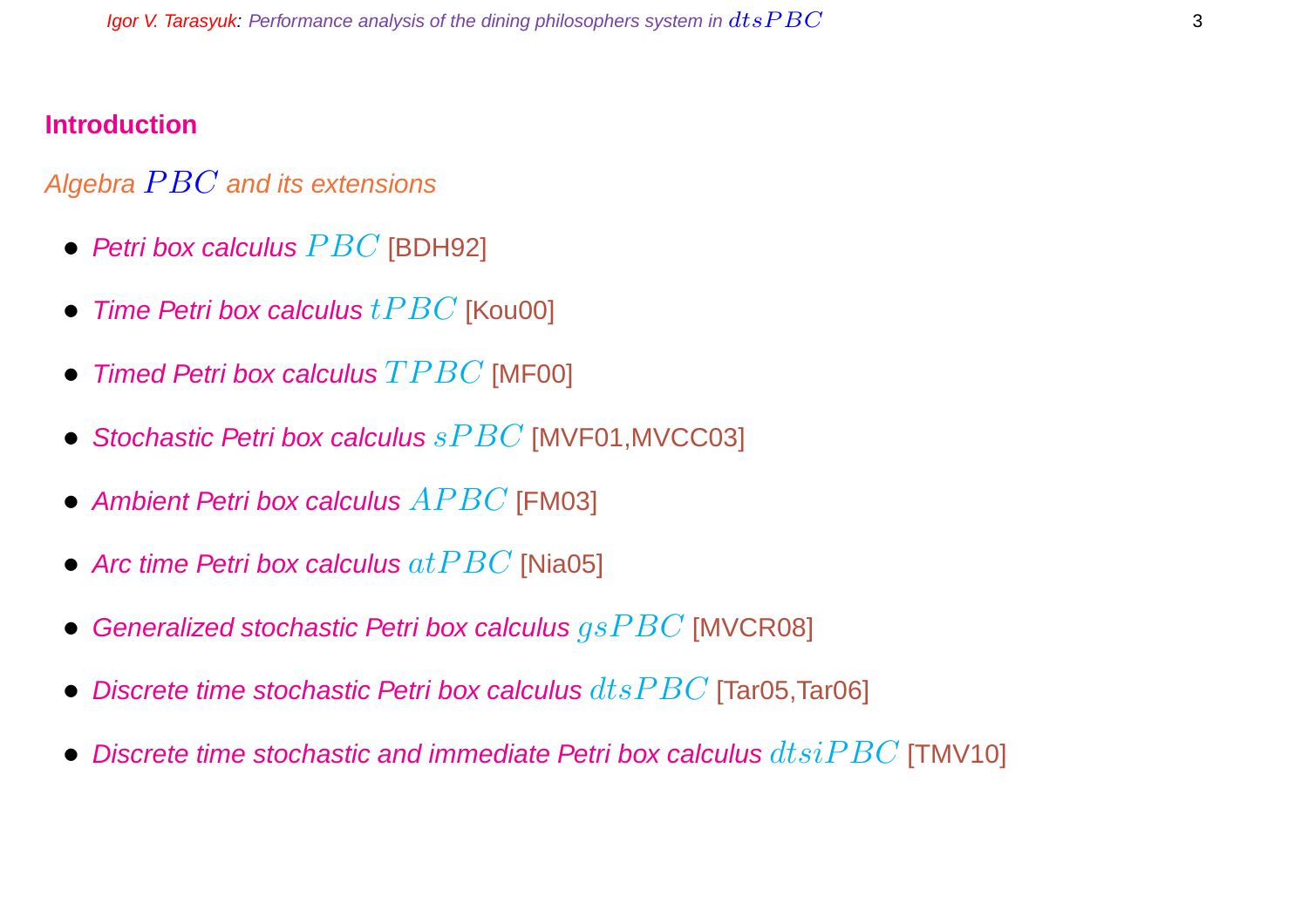## Introduction

*Algebra $PBC$ and its extensions*

- *Petri box calculus* $PBC$ [BDH92]
- *Time Petri box calculus* $tPBC$ [Kou00]
- *Timed Petri box calculus* $TPBC$ [MF00]
- *Stochastic Petri box calculus* $sPBC$ [MVF01,MVCC03]
- *Ambient Petri box calculus* $APBC$ [FM03]
- *Arc time Petri box calculus* $atPBC$ [Nia05]
- *Generalized stochastic Petri box calculus* $gsPBC$ [MVCR08]
- *Discrete time stochastic Petri box calculus* $dtsPBC$ [Tar05,Tar06]
- *Discrete time stochastic and immediate Petri box calculus* $dtsiPBC$ [TMV10]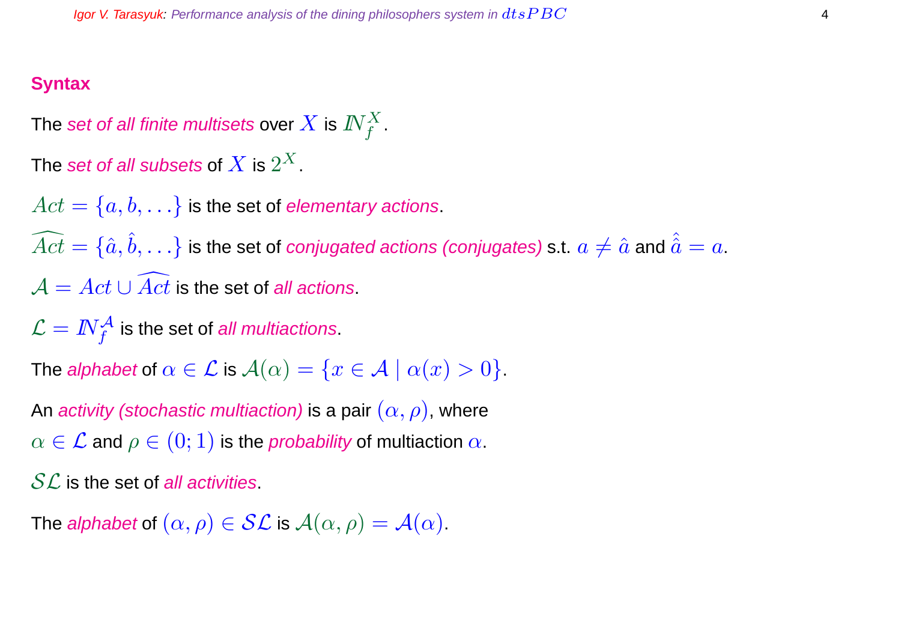## Syntax

The *set of all finite multisets* over $X$ is $\mathbb{N}_f^X$.

The *set of all subsets* of $X$ is $2^X$.

$Act = \{a, b, \ldots\}$ is the set of *elementary actions*.

$\widehat{Act} = \{\hat{a}, \hat{b}, \ldots\}$ is the set of *conjugated actions (conjugates)* s.t. $a \neq \hat{a}$ and $\hat{\hat{a}} = a$.

$\mathcal{A} = Act \cup \widehat{Act}$ is the set of *all actions*.

$\mathcal{L} = \mathbb{N}_f^{\mathcal{A}}$ is the set of *all multiactions*.

The *alphabet* of $\alpha \in \mathcal{L}$ is $\mathcal{A}(\alpha) = \{x \in \mathcal{A} \mid \alpha(x) > 0\}$.

An *activity (stochastic multiaction)* is a pair $(\alpha, \rho)$, where
$\alpha \in \mathcal{L}$ and $\rho \in (0; 1)$ is the *probability* of multiaction $\alpha$.

$\mathcal{SL}$ is the set of *all activities*.

The *alphabet* of $(\alpha, \rho) \in \mathcal{SL}$ is $\mathcal{A}(\alpha, \rho) = \mathcal{A}(\alpha)$.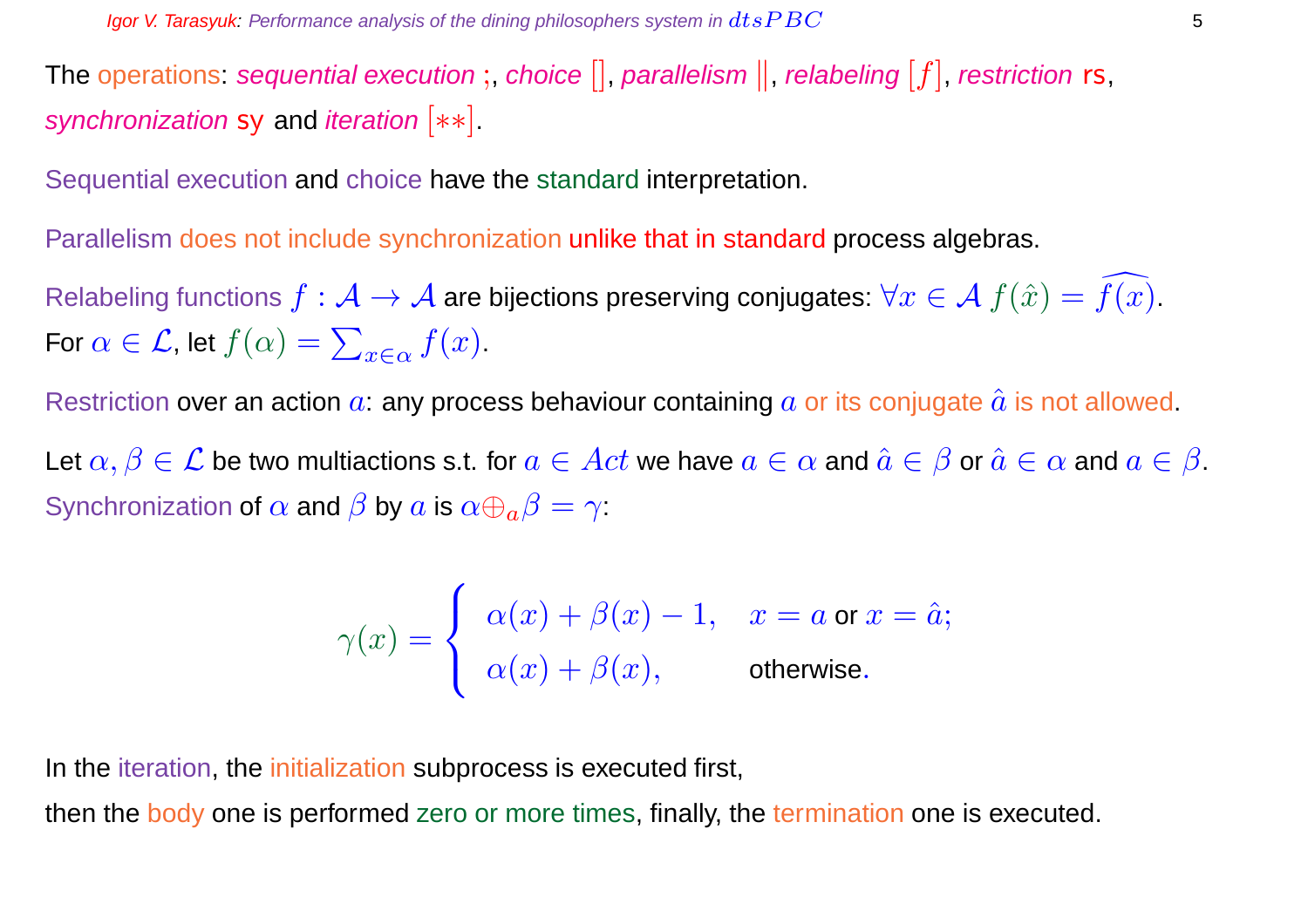The operations: *sequential execution* ;, *choice* $[]$, *parallelism* $\|$, *relabeling* $[f]$, *restriction* rs, *synchronization* sy and *iteration* $[**]$.

Sequential execution and choice have the standard interpretation.

Parallelism does not include synchronization unlike that in standard process algebras.

Relabeling functions $f : \mathcal{A} \to \mathcal{A}$ are bijections preserving conjugates: $\forall x \in \mathcal{A}\ f(\hat{x}) = \widehat{f(x)}$.
For $\alpha \in \mathcal{L}$, let $f(\alpha) = \sum_{x \in \alpha} f(x)$.

Restriction over an action $a$: any process behaviour containing $a$ or its conjugate $\hat{a}$ is not allowed.

Let $\alpha, \beta \in \mathcal{L}$ be two multiactions s.t. for $a \in Act$ we have $a \in \alpha$ and $\hat{a} \in \beta$ or $\hat{a} \in \alpha$ and $a \in \beta$.
Synchronization of $\alpha$ and $\beta$ by $a$ is $\alpha \oplus_a \beta = \gamma$:

$$\gamma(x) = \begin{cases} \alpha(x) + \beta(x) - 1, & x = a \text{ or } x = \hat{a}; \\ \alpha(x) + \beta(x), & \text{otherwise}. \end{cases}$$

In the iteration, the initialization subprocess is executed first,
then the body one is performed zero or more times, finally, the termination one is executed.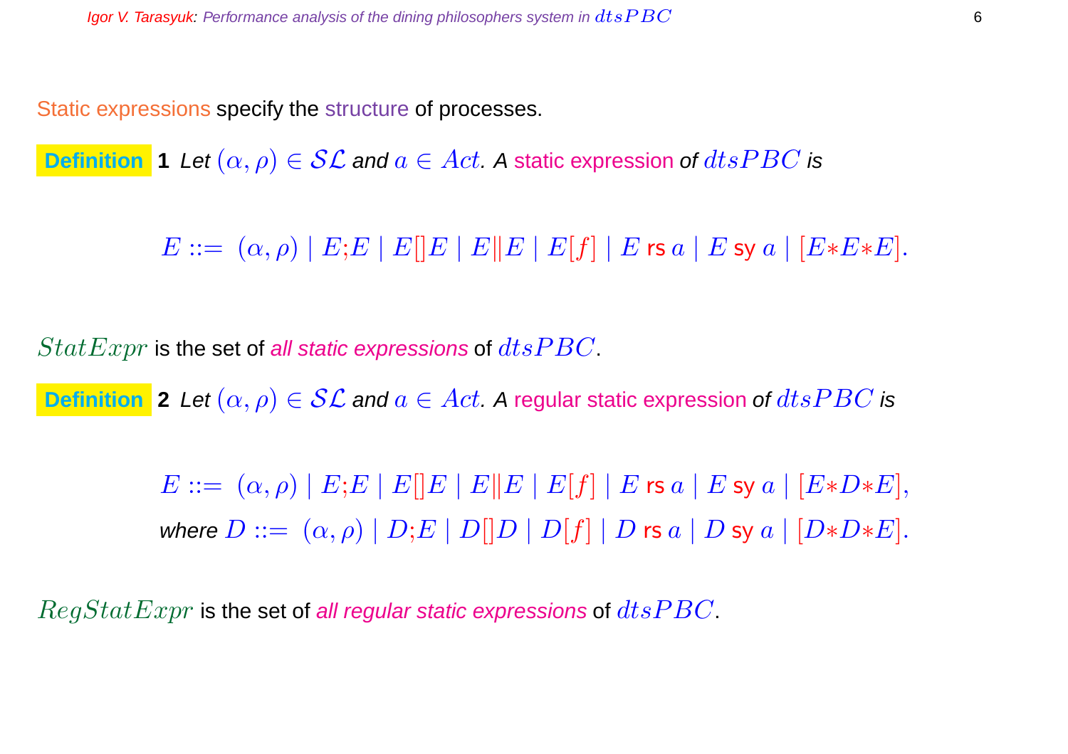Static expressions specify the structure of processes.

**Definition 1** *Let $(\alpha, \rho) \in \mathcal{SL}$ and $a \in Act$. A static expression of $dtsPBC$ is*

$$E ::= \ (\alpha, \rho) \mid E;E \mid E[]E \mid E\|E \mid E[f] \mid E \text{ rs } a \mid E \text{ sy } a \mid [E{*}E{*}E].$$

$StatExpr$ is the set of *all static expressions* of $dtsPBC$.

**Definition 2** *Let $(\alpha, \rho) \in \mathcal{SL}$ and $a \in Act$. A regular static expression of $dtsPBC$ is*

$$E ::= \ (\alpha, \rho) \mid E;E \mid E[]E \mid E\|E \mid E[f] \mid E \text{ rs } a \mid E \text{ sy } a \mid [E{*}D{*}E],$$

*where* $D ::= \ (\alpha, \rho) \mid D;E \mid D[]D \mid D[f] \mid D \text{ rs } a \mid D \text{ sy } a \mid [D{*}D{*}E].$

$RegStatExpr$ is the set of *all regular static expressions* of $dtsPBC$.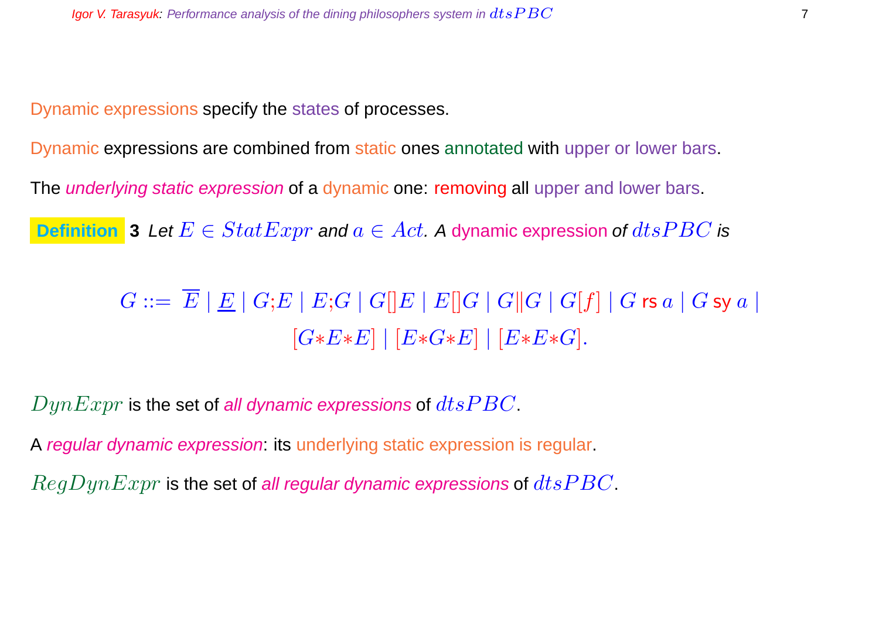Dynamic expressions specify the states of processes.

Dynamic expressions are combined from static ones annotated with upper or lower bars.

The *underlying static expression* of a dynamic one: removing all upper and lower bars.

**Definition 3** *Let $E \in StatExpr$ and $a \in Act$. A dynamic expression of $dtsPBC$ is*

$$G ::= \overline{E} \mid \underline{E} \mid G;E \mid E;G \mid G[]E \mid E[]G \mid G\|G \mid G[f] \mid G \text{ rs } a \mid G \text{ sy } a \mid$$
$$[G{*}E{*}E] \mid [E{*}G{*}E] \mid [E{*}E{*}G].$$

$DynExpr$ is the set of *all dynamic expressions* of $dtsPBC$.

A *regular dynamic expression*: its underlying static expression is regular.

$RegDynExpr$ is the set of *all regular dynamic expressions* of $dtsPBC$.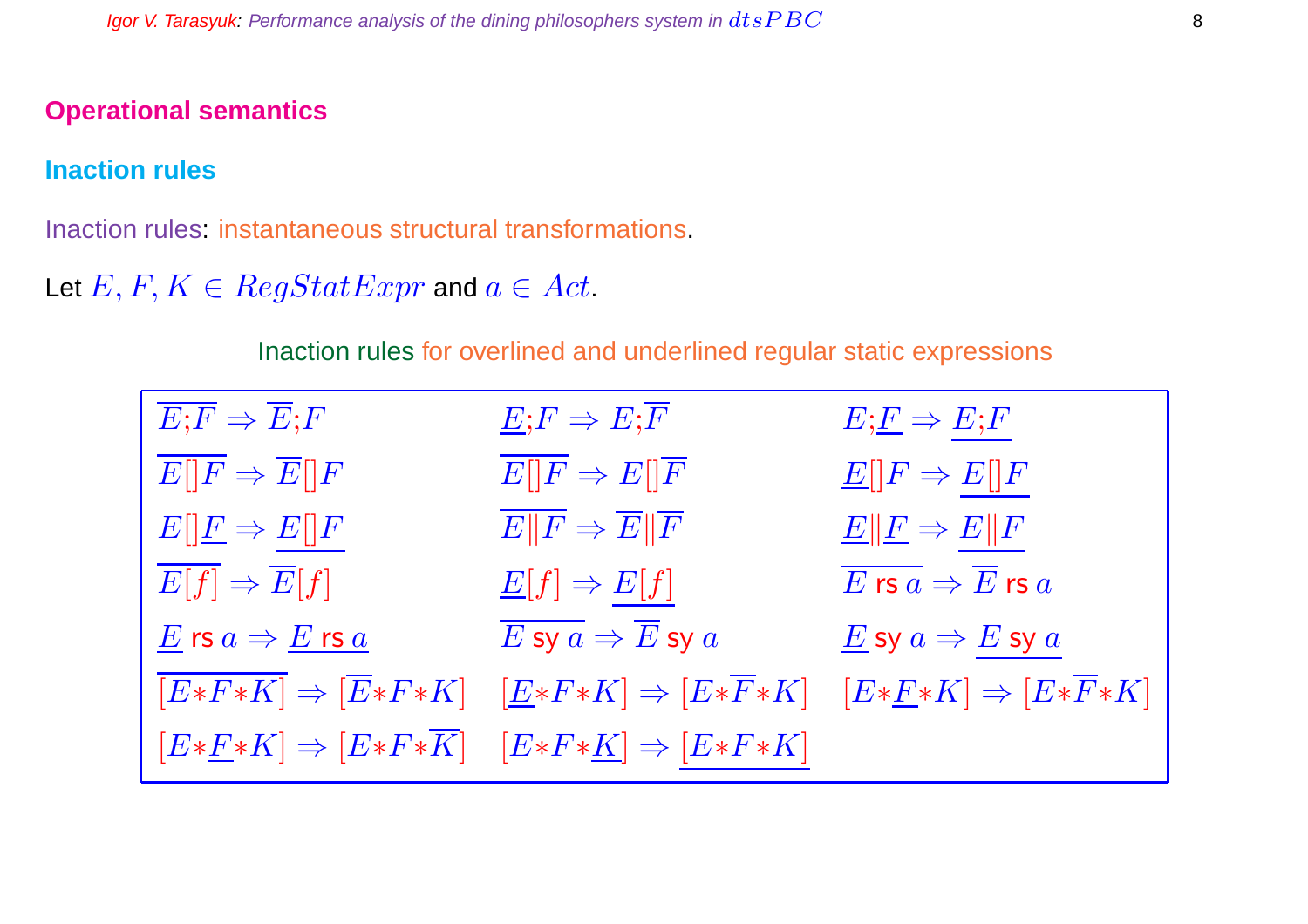## Operational semantics

### Inaction rules

Inaction rules: instantaneous structural transformations.

Let $E, F, K \in RegStatExpr$ and $a \in Act$.

Inaction rules for overlined and underlined regular static expressions

| | | |
|---|---|---|
| $\overline{E;F} \Rightarrow \overline{E};F$ | $\underline{E};F \Rightarrow E;\overline{F}$ | $E;\underline{F} \Rightarrow \underline{E;F}$ |
| $\overline{E[]F} \Rightarrow \overline{E}[]F$ | $\overline{E[]F} \Rightarrow E[]\overline{F}$ | $\underline{E}[]F \Rightarrow \underline{E[]F}$ |
| $E[]\underline{F} \Rightarrow \underline{E[]F}$ | $\overline{E\|F} \Rightarrow \overline{E}\|\overline{F}$ | $\underline{E}\|\underline{F} \Rightarrow \underline{E\|F}$ |
| $\overline{E[f]} \Rightarrow \overline{E}[f]$ | $\underline{E}[f] \Rightarrow \underline{E[f]}$ | $\overline{E \text{ rs } a} \Rightarrow \overline{E} \text{ rs } a$ |
| $\underline{E} \text{ rs } a \Rightarrow \underline{E \text{ rs } a}$ | $\overline{E \text{ sy } a} \Rightarrow \overline{E} \text{ sy } a$ | $\underline{E} \text{ sy } a \Rightarrow \underline{E \text{ sy } a}$ |
| $\overline{[E*F*K]} \Rightarrow [\overline{E}*F*K]$ | $[\underline{E}*F*K] \Rightarrow [E*\overline{F}*K]$ | $[E*\underline{F}*K] \Rightarrow [E*\overline{F}*K]$ |
| $[E*\underline{F}*K] \Rightarrow [E*F*\overline{K}]$ | $[E*F*\underline{K}] \Rightarrow \underline{[E*F*K]}$ | |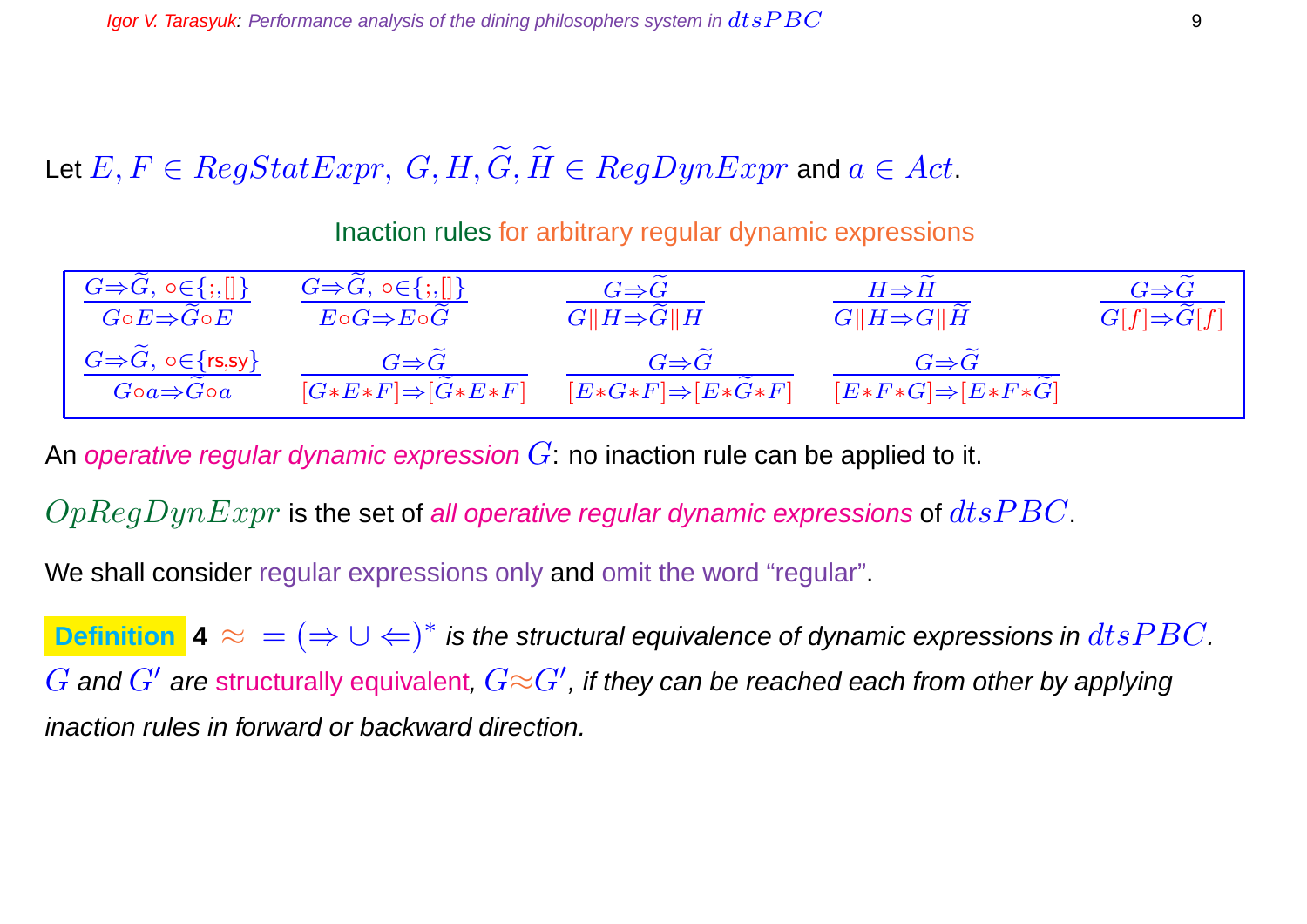Let $E, F \in RegStatExpr,\ G, H, \widetilde{G}, \widetilde{H} \in RegDynExpr$ and $a \in Act$.

Inaction rules for arbitrary regular dynamic expressions

$$\frac{G \Rightarrow \widetilde{G},\ \circ \in \{;, []\}}{G \circ E \Rightarrow \widetilde{G} \circ E} \qquad \frac{G \Rightarrow \widetilde{G},\ \circ \in \{;, []\}}{E \circ G \Rightarrow E \circ \widetilde{G}} \qquad \frac{G \Rightarrow \widetilde{G}}{G \| H \Rightarrow \widetilde{G} \| H} \qquad \frac{H \Rightarrow \widetilde{H}}{G \| H \Rightarrow G \| \widetilde{H}} \qquad \frac{G \Rightarrow \widetilde{G}}{G[f] \Rightarrow \widetilde{G}[f]}$$

$$\frac{G \Rightarrow \widetilde{G},\ \circ \in \{\mathsf{rs}, \mathsf{sy}\}}{G \circ a \Rightarrow \widetilde{G} \circ a} \qquad \frac{G \Rightarrow \widetilde{G}}{[G * E * F] \Rightarrow [\widetilde{G} * E * F]} \qquad \frac{G \Rightarrow \widetilde{G}}{[E * G * F] \Rightarrow [E * \widetilde{G} * F]} \qquad \frac{G \Rightarrow \widetilde{G}}{[E * F * G] \Rightarrow [E * F * \widetilde{G}]}$$

An *operative regular dynamic expression* $G$: no inaction rule can be applied to it.

$OpRegDynExpr$ is the set of *all operative regular dynamic expressions* of $dtsPBC$.

We shall consider regular expressions only and omit the word "regular".

**Definition 4** *$\approx\ = (\Rightarrow \cup \Leftarrow)^*$ is the structural equivalence of dynamic expressions in $dtsPBC$. $G$ and $G'$ are structurally equivalent, $G \approx G'$, if they can be reached each from other by applying inaction rules in forward or backward direction.*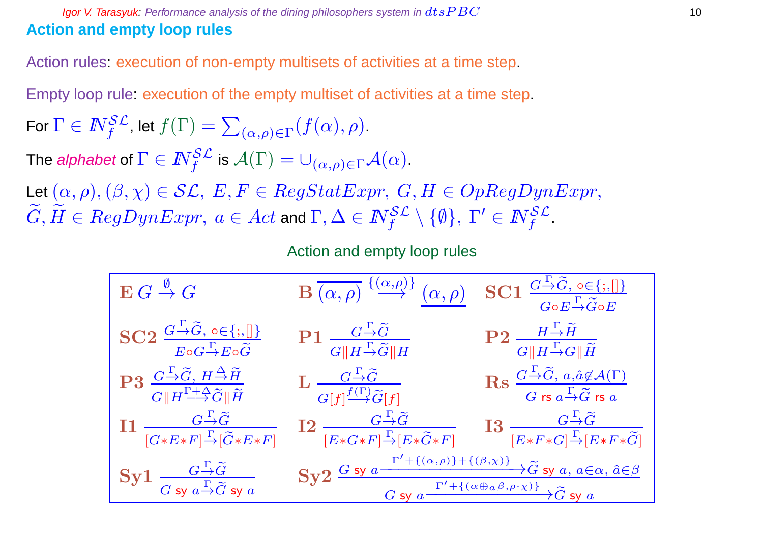## Action and empty loop rules

Action rules: execution of non-empty multisets of activities at a time step.

Empty loop rule: execution of the empty multiset of activities at a time step.

For $\Gamma \in I\!N_f^{\mathcal{SL}}$, let $f(\Gamma) = \sum_{(\alpha,\rho)\in\Gamma}(f(\alpha),\rho)$.

The *alphabet* of $\Gamma \in I\!N_f^{\mathcal{SL}}$ is $\mathcal{A}(\Gamma) = \cup_{(\alpha,\rho)\in\Gamma}\mathcal{A}(\alpha)$.

Let $(\alpha,\rho),(\beta,\chi) \in \mathcal{SL},\ E,F \in RegStatExpr,\ G,H \in OpRegDynExpr,$ $\widetilde{G},\widetilde{H} \in RegDynExpr,\ a \in Act$ and $\Gamma,\Delta \in I\!N_f^{\mathcal{SL}} \setminus \{\emptyset\},\ \Gamma' \in I\!N_f^{\mathcal{SL}}$.

Action and empty loop rules

| | | |
|---|---|---|
| **E** $G \stackrel{\emptyset}{\to} G$ | **B** $\overline{(\alpha,\rho)} \stackrel{\{(\alpha,\rho)\}}{\longrightarrow} \underline{(\alpha,\rho)}$ | **SC1** $\dfrac{G \stackrel{\Gamma}{\to} \widetilde{G},\ \circ\in\{;,[]\}}{G\circ E \stackrel{\Gamma}{\to} \widetilde{G}\circ E}$ |
| **SC2** $\dfrac{G \stackrel{\Gamma}{\to} \widetilde{G},\ \circ\in\{;,[]\}}{E\circ G \stackrel{\Gamma}{\to} E\circ\widetilde{G}}$ | **P1** $\dfrac{G \stackrel{\Gamma}{\to} \widetilde{G}}{G\|H \stackrel{\Gamma}{\to} \widetilde{G}\|H}$ | **P2** $\dfrac{H \stackrel{\Gamma}{\to} \widetilde{H}}{G\|H \stackrel{\Gamma}{\to} G\|\widetilde{H}}$ |
| **P3** $\dfrac{G \stackrel{\Gamma}{\to} \widetilde{G},\ H \stackrel{\Delta}{\to} \widetilde{H}}{G\|H \stackrel{\Gamma+\Delta}{\longrightarrow} \widetilde{G}\|\widetilde{H}}$ | **L** $\dfrac{G \stackrel{\Gamma}{\to} \widetilde{G}}{G[f] \stackrel{f(\Gamma)}{\longrightarrow} \widetilde{G}[f]}$ | **Rs** $\dfrac{G \stackrel{\Gamma}{\to} \widetilde{G},\ a,\hat{a}\not\in\mathcal{A}(\Gamma)}{G \text{ rs } a \stackrel{\Gamma}{\to} \widetilde{G} \text{ rs } a}$ |
| **I1** $\dfrac{G \stackrel{\Gamma}{\to} \widetilde{G}}{[G*E*F] \stackrel{\Gamma}{\to} [\widetilde{G}*E*F]}$ | **I2** $\dfrac{G \stackrel{\Gamma}{\to} \widetilde{G}}{[E*G*F] \stackrel{\Gamma}{\to} [E*\widetilde{G}*F]}$ | **I3** $\dfrac{G \stackrel{\Gamma}{\to} \widetilde{G}}{[E*F*G] \stackrel{\Gamma}{\to} [E*F*\widetilde{G}]}$ |
| **Sy1** $\dfrac{G \stackrel{\Gamma}{\to} \widetilde{G}}{G \text{ sy } a \stackrel{\Gamma}{\to} \widetilde{G} \text{ sy } a}$ | **Sy2** $\dfrac{G \text{ sy } a \xrightarrow{\Gamma'+\{(\alpha,\rho)\}+\{(\beta,\chi)\}} \widetilde{G} \text{ sy } a,\ a\in\alpha,\ \hat{a}\in\beta}{G \text{ sy } a \xrightarrow{\Gamma'+\{(\alpha\oplus_a\beta,\rho\cdot\chi)\}} \widetilde{G} \text{ sy } a}$ | |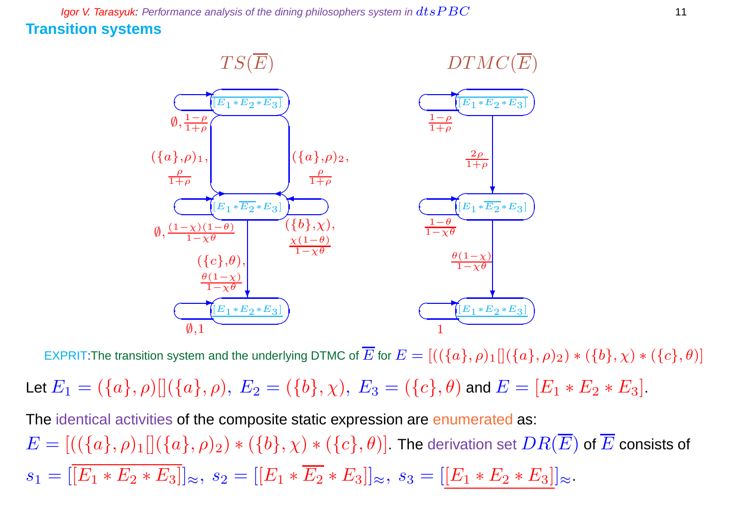## Transition systems

$TS(\overline{E})$ $DTMC(\overline{E})$

EXPRIT:The transition system and the underlying DTMC of $\overline{E}$ for $E = [((\{a\},\rho)_1[](\{a\},\rho)_2) * (\{b\},\chi) * (\{c\},\theta)]$

Let $E_1 = (\{a\},\rho)[](\{a\},\rho),\ E_2 = (\{b\},\chi),\ E_3 = (\{c\},\theta)$ and $E = [E_1 * E_2 * E_3]$.

The identical activities of the composite static expression are enumerated as:

$E = [((\{a\},\rho)_1[](\{a\},\rho)_2) * (\{b\},\chi) * (\{c\},\theta)]$. The derivation set $DR(\overline{E})$ of $\overline{E}$ consists of

$s_1 = [\overline{[E_1 * E_2 * E_3]}]_\approx,\ s_2 = [[E_1 * \overline{E_2} * E_3]]_\approx,\ s_3 = [\underline{[E_1 * E_2 * E_3]}]_\approx$.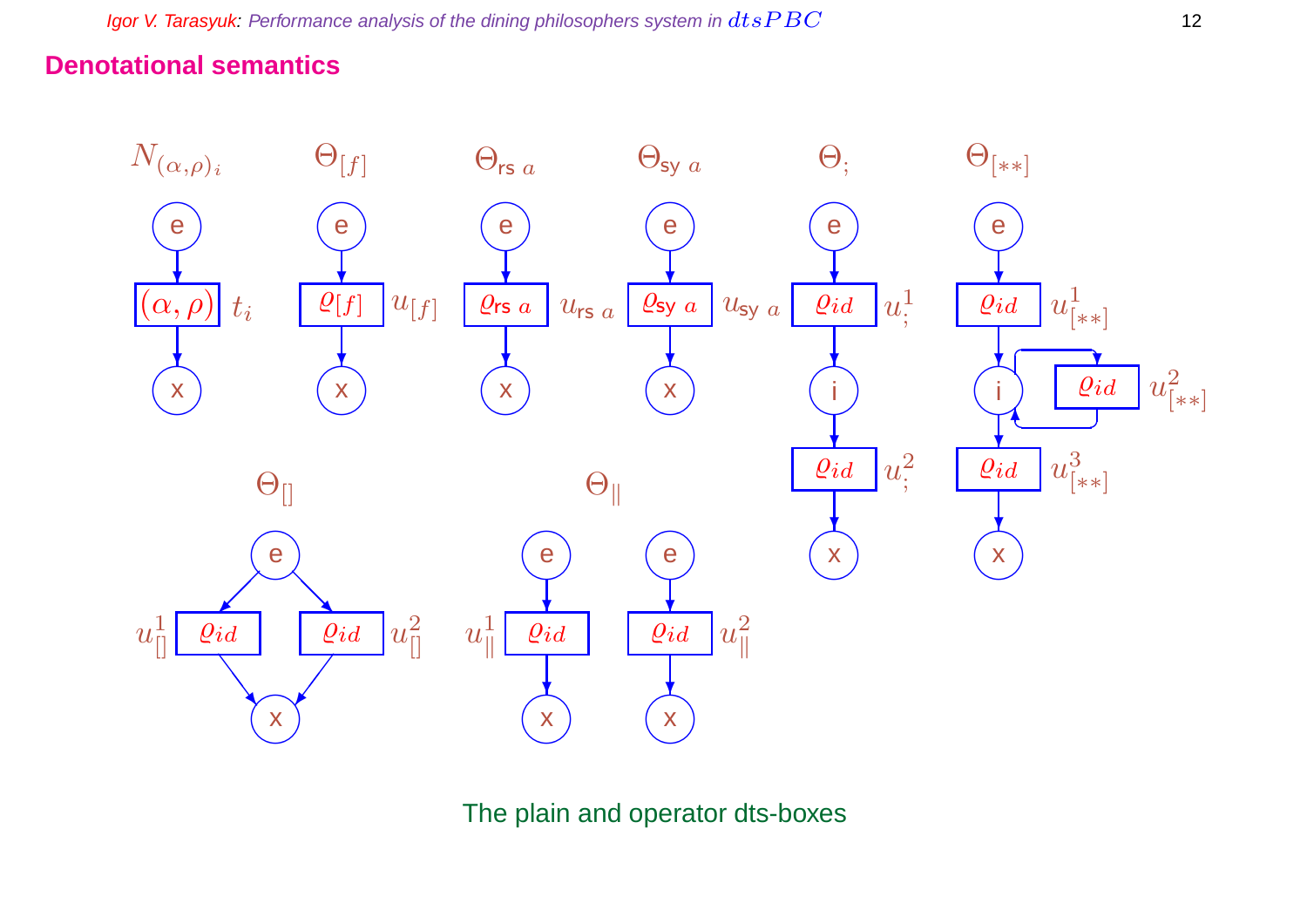## Denotational semantics

$N_{(\alpha,\rho)_i}$ $\Theta_{[f]}$ $\Theta_{\mathsf{rs}\ a}$ $\Theta_{\mathsf{sy}\ a}$ $\Theta_{;}$ $\Theta_{[**]}$

e, $(\alpha,\rho)$ $t_i$, x — e, $\varrho_{[f]}$ $u_{[f]}$, x — e, $\varrho_{\mathsf{rs}\ a}$ $u_{\mathsf{rs}\ a}$, x — e, $\varrho_{\mathsf{sy}\ a}$ $u_{\mathsf{sy}\ a}$, x — e, $\varrho_{id}$ $u_{;}^{1}$, i, $\varrho_{id}$ $u_{;}^{2}$, x — e, $\varrho_{id}$ $u_{[**]}^{1}$, i, $\varrho_{id}$ $u_{[**]}^{2}$, $\varrho_{id}$ $u_{[**]}^{3}$, x

$\Theta_{[]}$

e, $u_{[]}^{1}$ $\varrho_{id}$, $\varrho_{id}$ $u_{[]}^{2}$, x

$\Theta_{\|}$

e, e, $u_{\|}^{1}$ $\varrho_{id}$, $\varrho_{id}$ $u_{\|}^{2}$, x, x

The plain and operator dts-boxes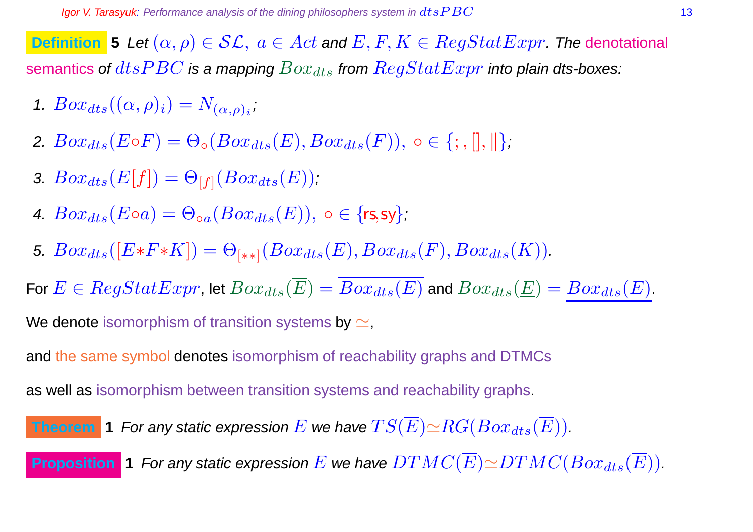**Definition 5** *Let $(\alpha, \rho) \in \mathcal{SL},\ a \in Act$ and $E, F, K \in RegStatExpr$. The* denotational semantics *of $dtsPBC$ is a mapping $Box_{dts}$ from $RegStatExpr$ into plain dts-boxes:*

1. $Box_{dts}((\alpha, \rho)_i) = N_{(\alpha,\rho)_i}$;
2. $Box_{dts}(E \circ F) = \Theta_\circ(Box_{dts}(E), Box_{dts}(F)),\ \circ \in \{;, [], \|\}$;
3. $Box_{dts}(E[f]) = \Theta_{[f]}(Box_{dts}(E))$;
4. $Box_{dts}(E \circ a) = \Theta_{\circ a}(Box_{dts}(E)),\ \circ \in \{\mathsf{rs}, \mathsf{sy}\}$;
5. $Box_{dts}([E * F * K]) = \Theta_{[**]}(Box_{dts}(E), Box_{dts}(F), Box_{dts}(K))$.

For $E \in RegStatExpr$, let $Box_{dts}(\overline{E}) = \overline{Box_{dts}(E)}$ and $Box_{dts}(\underline{E}) = \underline{Box_{dts}(E)}$.

We denote isomorphism of transition systems by $\simeq$,

and the same symbol denotes isomorphism of reachability graphs and DTMCs

as well as isomorphism between transition systems and reachability graphs.

**Theorem 1** *For any static expression $E$ we have $TS(\overline{E}) \simeq RG(Box_{dts}(\overline{E}))$.*

**Proposition 1** *For any static expression $E$ we have $DTMC(\overline{E}) \simeq DTMC(Box_{dts}(\overline{E}))$.*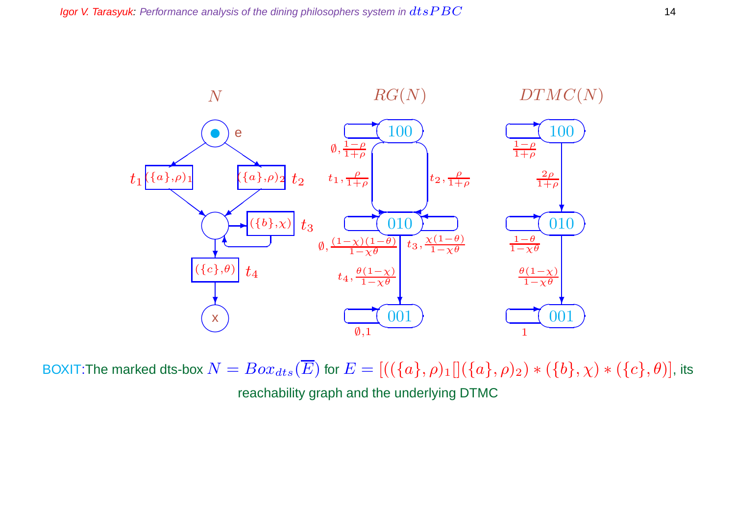$N$ $RG(N)$ $DTMC(N)$

BOXIT:The marked dts-box $N = Box_{dts}(\overline{E})$ for $E = [((\{a\},\rho)_1[](\{a\},\rho)_2) * (\{b\},\chi) * (\{c\},\theta)]$, its reachability graph and the underlying DTMC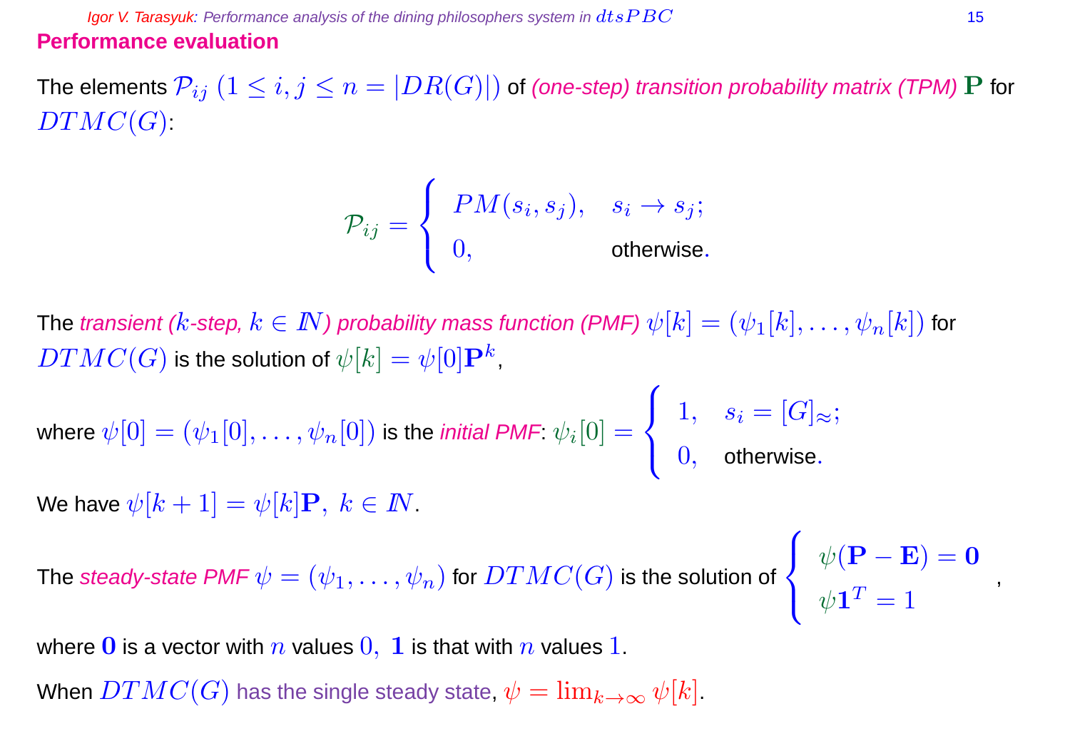## Performance evaluation

The elements $\mathcal{P}_{ij}$ $(1 \le i, j \le n = |DR(G)|)$ of *(one-step) transition probability matrix (TPM)* $\mathbf{P}$ for $DTMC(G)$:

$$\mathcal{P}_{ij} = \begin{cases} PM(s_i, s_j), & s_i \to s_j; \\ 0, & \text{otherwise}. \end{cases}$$

The *transient ($k$-step, $k \in I\!N$) probability mass function (PMF)* $\psi[k] = (\psi_1[k], \ldots, \psi_n[k])$ for $DTMC(G)$ is the solution of $\psi[k] = \psi[0]\mathbf{P}^k$,

where $\psi[0] = (\psi_1[0], \ldots, \psi_n[0])$ is the *initial PMF*: $\psi_i[0] = \begin{cases} 1, & s_i = [G]_\approx; \\ 0, & \text{otherwise}. \end{cases}$

We have $\psi[k+1] = \psi[k]\mathbf{P},\ k \in I\!N$.

The *steady-state PMF* $\psi = (\psi_1, \ldots, \psi_n)$ for $DTMC(G)$ is the solution of $\begin{cases} \psi(\mathbf{P} - \mathbf{E}) = \mathbf{0} \\ \psi\mathbf{1}^T = 1 \end{cases}$,

where $\mathbf{0}$ is a vector with $n$ values $0$, $\mathbf{1}$ is that with $n$ values $1$.

When $DTMC(G)$ has the single steady state, $\psi = \lim_{k\to\infty} \psi[k]$.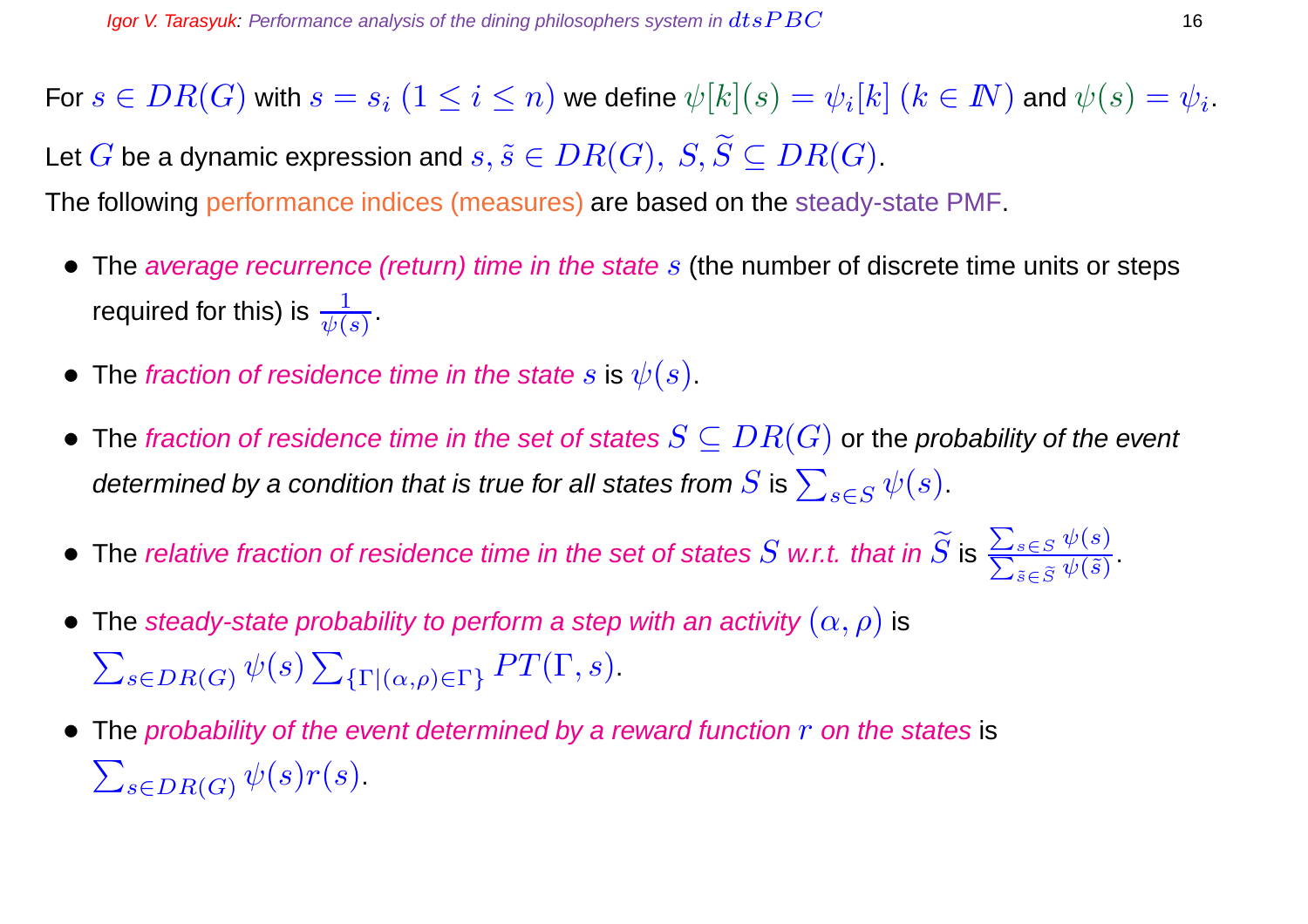For $s \in DR(G)$ with $s = s_i$ $(1 \le i \le n)$ we define $\psi[k](s) = \psi_i[k]$ $(k \in I\!N)$ and $\psi(s) = \psi_i$.

Let $G$ be a dynamic expression and $s, \tilde{s} \in DR(G),\ S, \widetilde{S} \subseteq DR(G)$.

The following performance indices (measures) are based on the steady-state PMF.

- The *average recurrence (return) time in the state* $s$ (the number of discrete time units or steps required for this) is $\frac{1}{\psi(s)}$.
- The *fraction of residence time in the state* $s$ is $\psi(s)$.
- The *fraction of residence time in the set of states* $S \subseteq DR(G)$ or the *probability of the event determined by a condition that is true for all states from* $S$ is $\sum_{s \in S} \psi(s)$.
- The *relative fraction of residence time in the set of states* $S$ *w.r.t. that in* $\widetilde{S}$ is $\frac{\sum_{s \in S} \psi(s)}{\sum_{\tilde{s} \in \widetilde{S}} \psi(\tilde{s})}$.
- The *steady-state probability to perform a step with an activity* $(\alpha, \rho)$ is $\sum_{s \in DR(G)} \psi(s) \sum_{\{\Gamma | (\alpha, \rho) \in \Gamma\}} PT(\Gamma, s)$.
- The *probability of the event determined by a reward function* $r$ *on the states* is $\sum_{s \in DR(G)} \psi(s) r(s)$.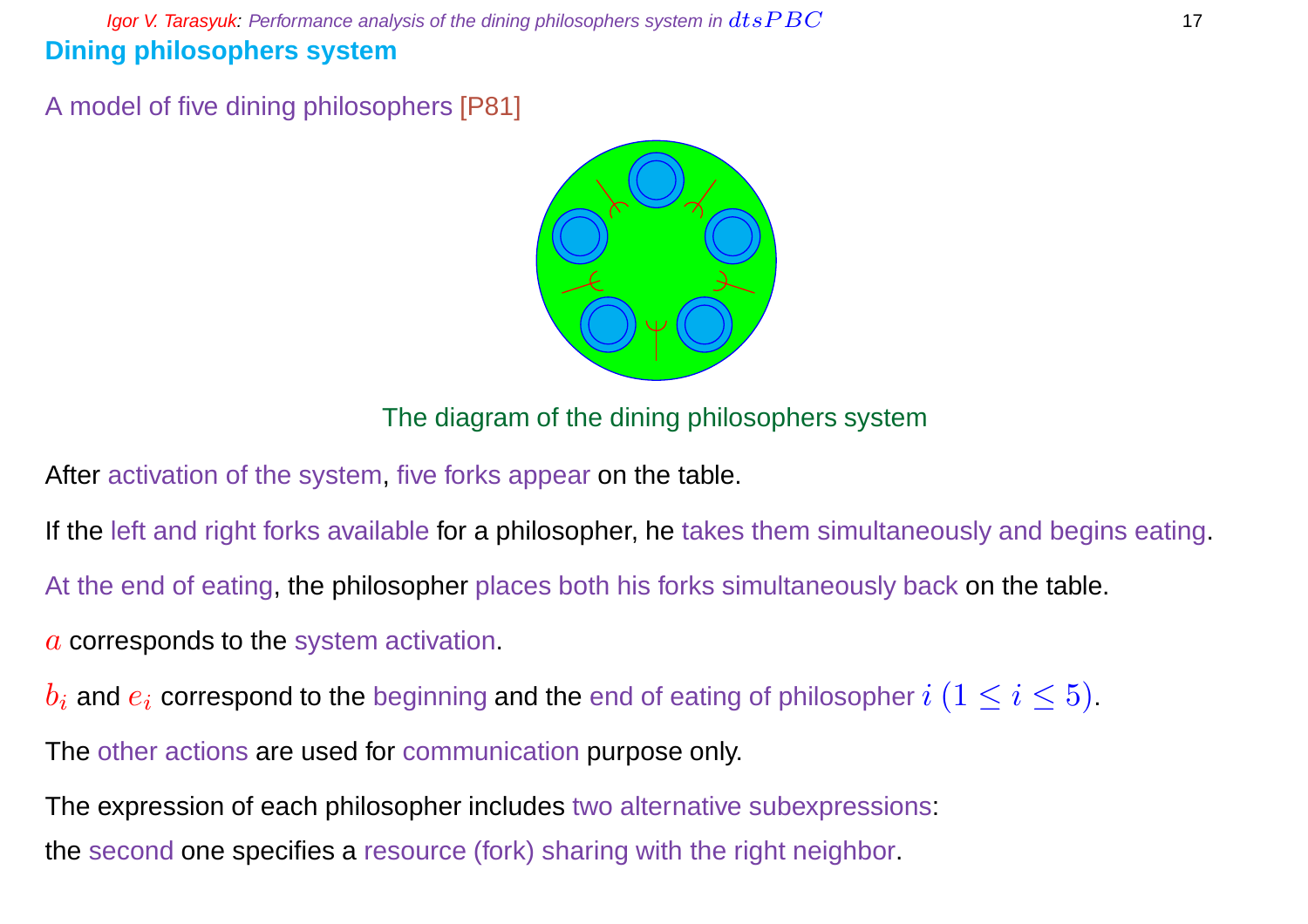## Dining philosophers system

A model of five dining philosophers [P81]

The diagram of the dining philosophers system

After activation of the system, five forks appear on the table.

If the left and right forks available for a philosopher, he takes them simultaneously and begins eating.

At the end of eating, the philosopher places both his forks simultaneously back on the table.

$a$ corresponds to the system activation.

$b_i$ and $e_i$ correspond to the beginning and the end of eating of philosopher $i$ $(1 \leq i \leq 5)$.

The other actions are used for communication purpose only.

The expression of each philosopher includes two alternative subexpressions:
the second one specifies a resource (fork) sharing with the right neighbor.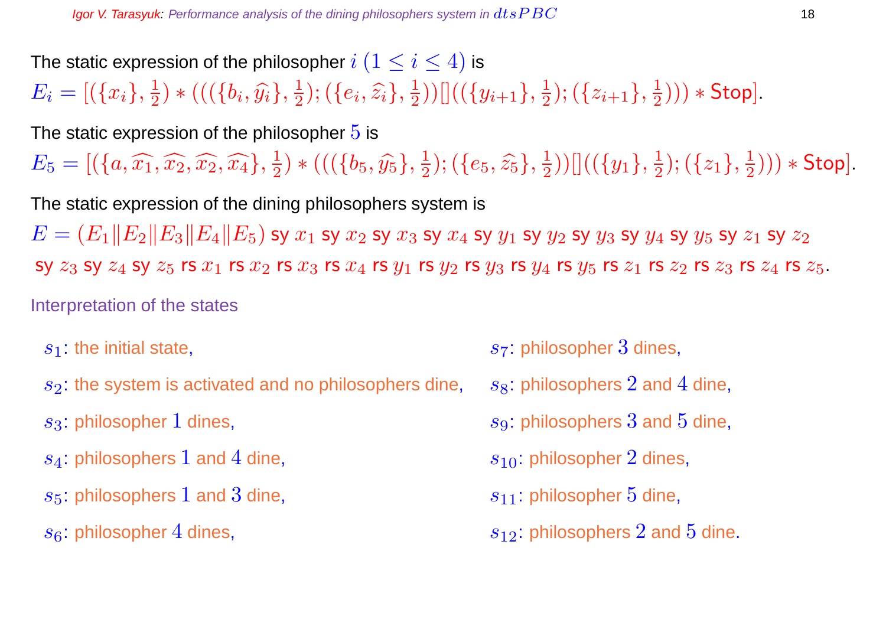The static expression of the philosopher $i\ (1 \le i \le 4)$ is

$$E_i = [(\{x_i\}, \tfrac{1}{2}) * (((\{b_i, \widehat{y_i}\}, \tfrac{1}{2}); (\{e_i, \widehat{z_i}\}, \tfrac{1}{2}))[]((\{y_{i+1}\}, \tfrac{1}{2}); (\{z_{i+1}\}, \tfrac{1}{2}))) * \mathsf{Stop}].$$

The static expression of the philosopher $5$ is

$$E_5 = [(\{a, \widehat{x_1}, \widehat{x_2}, \widehat{x_2}, \widehat{x_4}\}, \tfrac{1}{2}) * (((\{b_5, \widehat{y_5}\}, \tfrac{1}{2}); (\{e_5, \widehat{z_5}\}, \tfrac{1}{2}))[]((\{y_1\}, \tfrac{1}{2}); (\{z_1\}, \tfrac{1}{2}))) * \mathsf{Stop}].$$

The static expression of the dining philosophers system is

$$E = (E_1 \| E_2 \| E_3 \| E_4 \| E_5) \text{ sy } x_1 \text{ sy } x_2 \text{ sy } x_3 \text{ sy } x_4 \text{ sy } y_1 \text{ sy } y_2 \text{ sy } y_3 \text{ sy } y_4 \text{ sy } y_5 \text{ sy } z_1 \text{ sy } z_2$$
$$\text{sy } z_3 \text{ sy } z_4 \text{ sy } z_5 \text{ rs } x_1 \text{ rs } x_2 \text{ rs } x_3 \text{ rs } x_4 \text{ rs } y_1 \text{ rs } y_2 \text{ rs } y_3 \text{ rs } y_4 \text{ rs } y_5 \text{ rs } z_1 \text{ rs } z_2 \text{ rs } z_3 \text{ rs } z_4 \text{ rs } z_5.$$

Interpretation of the states

- $s_1$: the initial state,
- $s_2$: the system is activated and no philosophers dine,
- $s_3$: philosopher $1$ dines,
- $s_4$: philosophers $1$ and $4$ dine,
- $s_5$: philosophers $1$ and $3$ dine,
- $s_6$: philosopher $4$ dines,
- $s_7$: philosopher $3$ dines,
- $s_8$: philosophers $2$ and $4$ dine,
- $s_9$: philosophers $3$ and $5$ dine,
- $s_{10}$: philosopher $2$ dines,
- $s_{11}$: philosopher $5$ dine,
- $s_{12}$: philosophers $2$ and $5$ dine.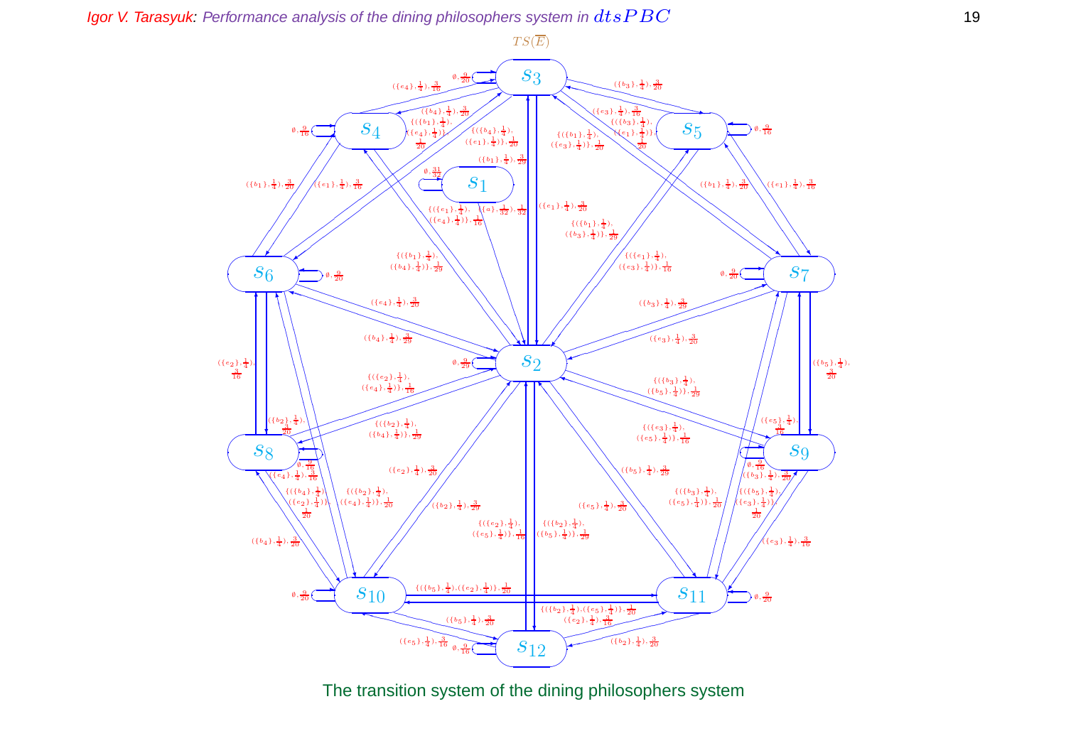$TS(\overline{E})$

The transition system of the dining philosophers system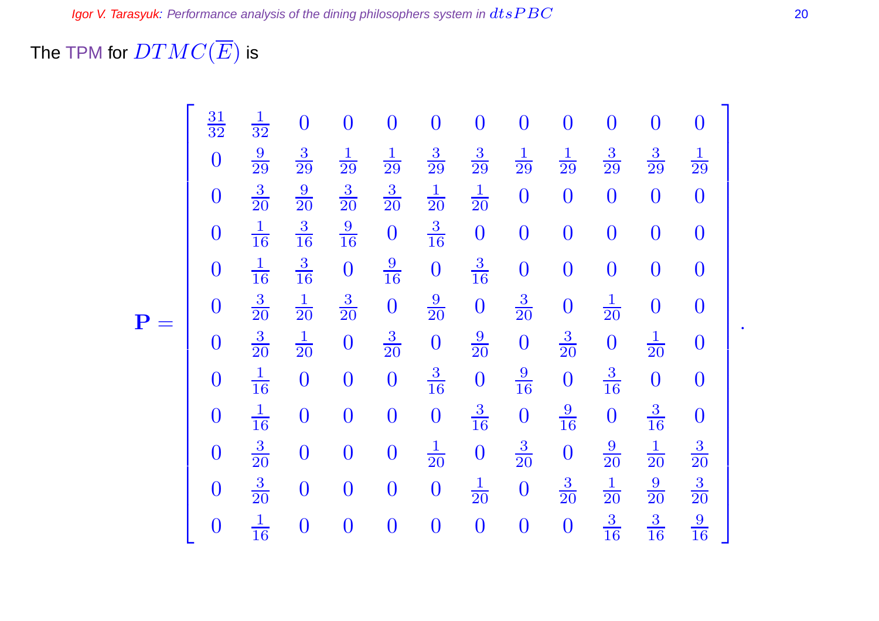The TPM for $DTMC(\overline{E})$ is

$$
\mathbf{P} = \begin{bmatrix}
\frac{31}{32} & \frac{1}{32} & 0 & 0 & 0 & 0 & 0 & 0 & 0 & 0 & 0 & 0 \\
0 & \frac{9}{29} & \frac{3}{29} & \frac{1}{29} & \frac{1}{29} & \frac{3}{29} & \frac{3}{29} & \frac{1}{29} & \frac{1}{29} & \frac{3}{29} & \frac{3}{29} & \frac{1}{29} \\
0 & \frac{3}{20} & \frac{9}{20} & \frac{3}{20} & \frac{3}{20} & \frac{1}{20} & \frac{1}{20} & 0 & 0 & 0 & 0 & 0 \\
0 & \frac{1}{16} & \frac{3}{16} & \frac{9}{16} & 0 & \frac{3}{16} & 0 & 0 & 0 & 0 & 0 & 0 \\
0 & \frac{1}{16} & \frac{3}{16} & 0 & \frac{9}{16} & 0 & \frac{3}{16} & 0 & 0 & 0 & 0 & 0 \\
0 & \frac{3}{20} & \frac{1}{20} & \frac{3}{20} & 0 & \frac{9}{20} & 0 & \frac{3}{20} & 0 & \frac{1}{20} & 0 & 0 \\
0 & \frac{3}{20} & \frac{1}{20} & 0 & \frac{3}{20} & 0 & \frac{9}{20} & 0 & \frac{3}{20} & 0 & \frac{1}{20} & 0 \\
0 & \frac{1}{16} & 0 & 0 & 0 & \frac{3}{16} & 0 & \frac{9}{16} & 0 & \frac{3}{16} & 0 & 0 \\
0 & \frac{1}{16} & 0 & 0 & 0 & 0 & \frac{3}{16} & 0 & \frac{9}{16} & 0 & \frac{3}{16} & 0 \\
0 & \frac{3}{20} & 0 & 0 & 0 & \frac{1}{20} & 0 & \frac{3}{20} & 0 & \frac{9}{20} & \frac{1}{20} & \frac{3}{20} \\
0 & \frac{3}{20} & 0 & 0 & 0 & 0 & \frac{1}{20} & 0 & \frac{3}{20} & \frac{1}{20} & \frac{9}{20} & \frac{3}{20} \\
0 & \frac{1}{16} & 0 & 0 & 0 & 0 & 0 & 0 & 0 & \frac{3}{16} & \frac{3}{16} & \frac{9}{16}
\end{bmatrix}.
$$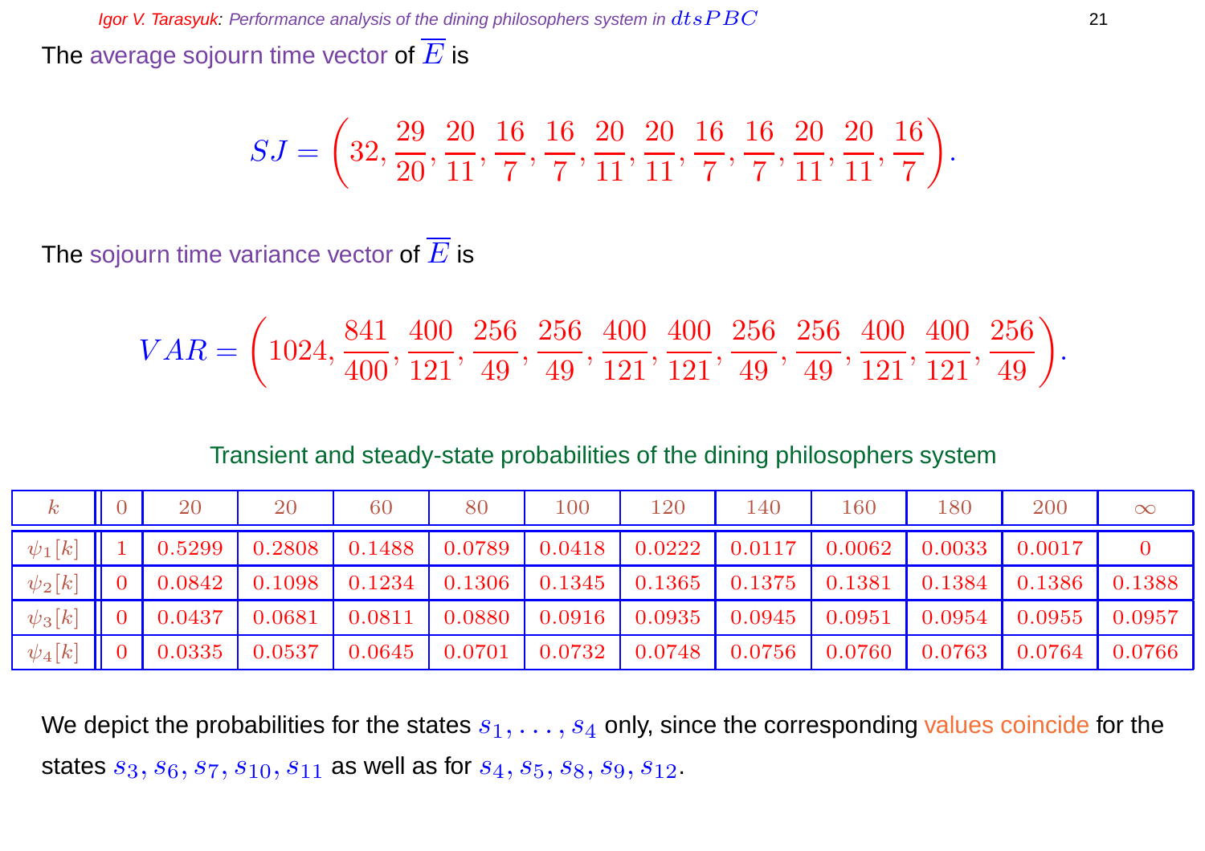The average sojourn time vector of $\overline{E}$ is

$$SJ = \left(32, \frac{29}{20}, \frac{20}{11}, \frac{16}{7}, \frac{16}{7}, \frac{20}{11}, \frac{20}{11}, \frac{16}{7}, \frac{16}{7}, \frac{20}{11}, \frac{20}{11}, \frac{16}{7}\right).$$

The sojourn time variance vector of $\overline{E}$ is

$$VAR = \left(1024, \frac{841}{400}, \frac{400}{121}, \frac{256}{49}, \frac{256}{49}, \frac{400}{121}, \frac{400}{121}, \frac{256}{49}, \frac{256}{49}, \frac{400}{121}, \frac{400}{121}, \frac{256}{49}\right).$$

Transient and steady-state probabilities of the dining philosophers system

| $k$ | 0 | 20 | 20 | 60 | 80 | 100 | 120 | 140 | 160 | 180 | 200 | $\infty$ |
|---|---|---|---|---|---|---|---|---|---|---|---|---|
| $\psi_1[k]$ | 1 | 0.5299 | 0.2808 | 0.1488 | 0.0789 | 0.0418 | 0.0222 | 0.0117 | 0.0062 | 0.0033 | 0.0017 | 0 |
| $\psi_2[k]$ | 0 | 0.0842 | 0.1098 | 0.1234 | 0.1306 | 0.1345 | 0.1365 | 0.1375 | 0.1381 | 0.1384 | 0.1386 | 0.1388 |
| $\psi_3[k]$ | 0 | 0.0437 | 0.0681 | 0.0811 | 0.0880 | 0.0916 | 0.0935 | 0.0945 | 0.0951 | 0.0954 | 0.0955 | 0.0957 |
| $\psi_4[k]$ | 0 | 0.0335 | 0.0537 | 0.0645 | 0.0701 | 0.0732 | 0.0748 | 0.0756 | 0.0760 | 0.0763 | 0.0764 | 0.0766 |

We depict the probabilities for the states $s_1, \ldots, s_4$ only, since the corresponding values coincide for the states $s_3, s_6, s_7, s_{10}, s_{11}$ as well as for $s_4, s_5, s_8, s_9, s_{12}$.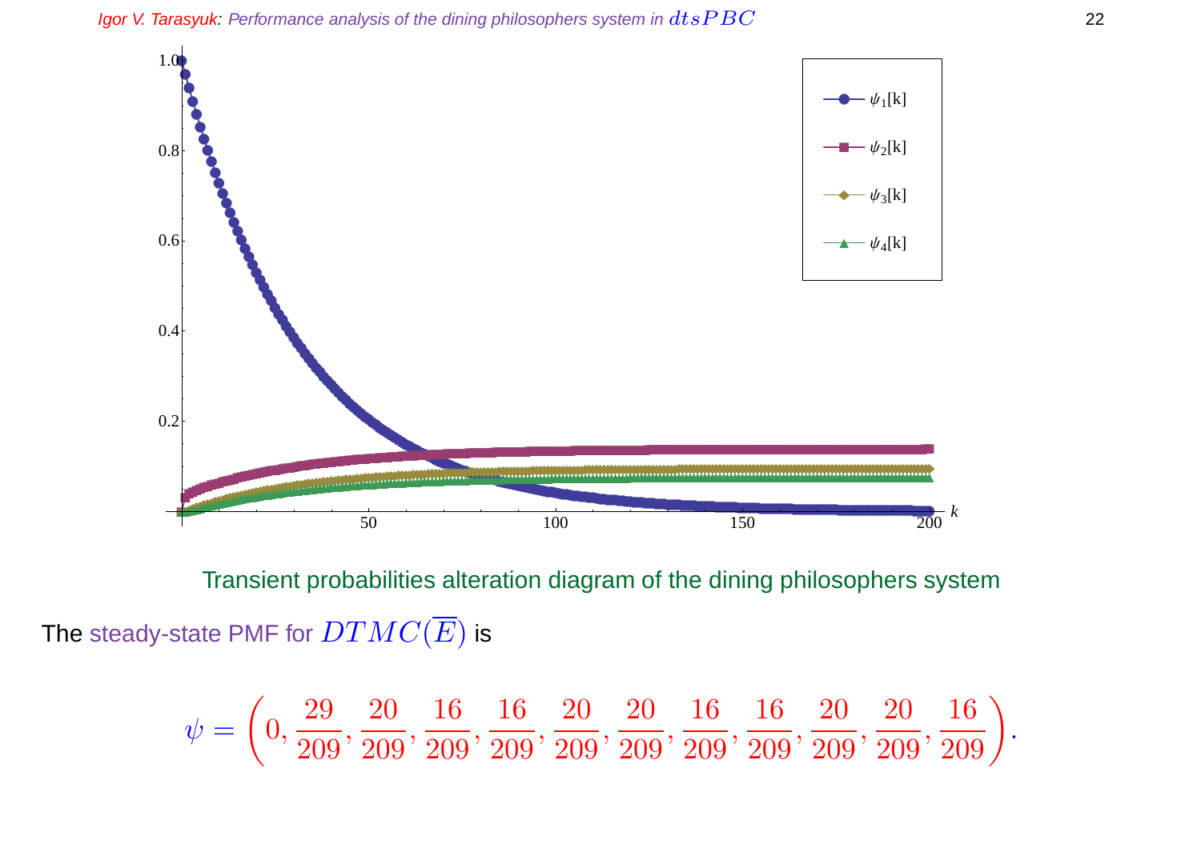Transient probabilities alteration diagram of the dining philosophers system

The steady-state PMF for $DTMC(\overline{E})$ is

$$\psi = \left(0, \frac{29}{209}, \frac{20}{209}, \frac{16}{209}, \frac{16}{209}, \frac{20}{209}, \frac{20}{209}, \frac{16}{209}, \frac{16}{209}, \frac{20}{209}, \frac{20}{209}, \frac{16}{209}\right).$$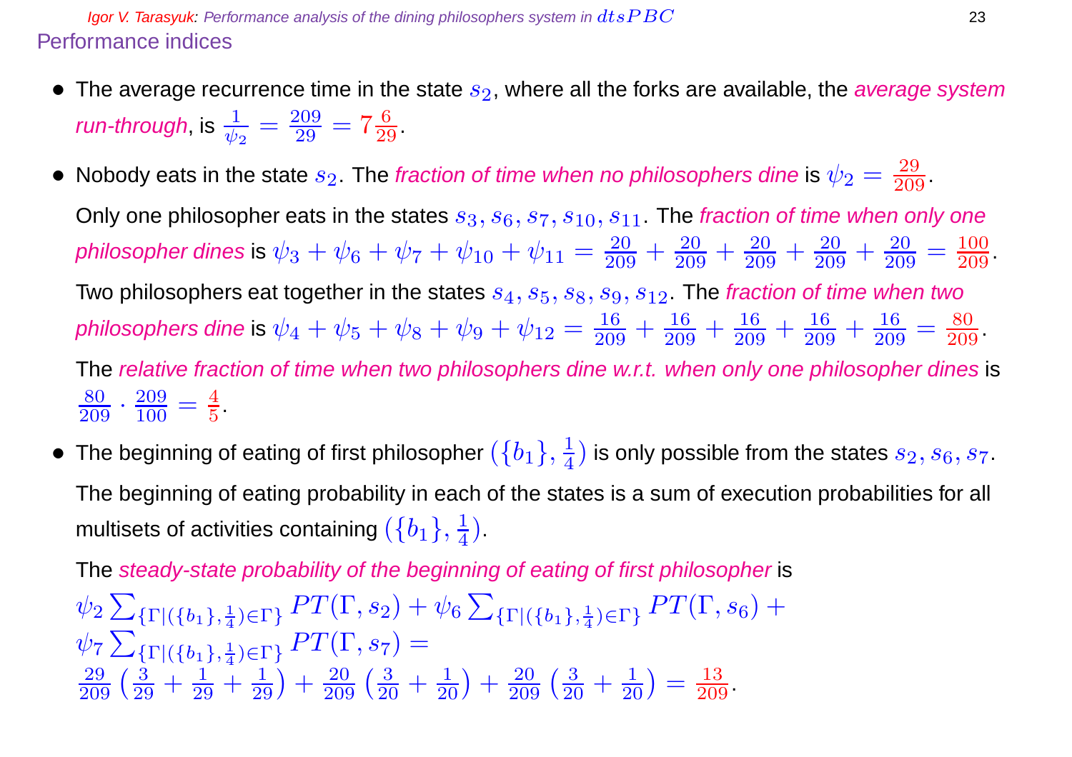## Performance indices

- The average recurrence time in the state $s_2$, where all the forks are available, the *average system run-through*, is $\frac{1}{\psi_2} = \frac{209}{29} = 7\frac{6}{29}$.

- Nobody eats in the state $s_2$. The *fraction of time when no philosophers dine* is $\psi_2 = \frac{29}{209}$.

  Only one philosopher eats in the states $s_3, s_6, s_7, s_{10}, s_{11}$. The *fraction of time when only one philosopher dines* is $\psi_3 + \psi_6 + \psi_7 + \psi_{10} + \psi_{11} = \frac{20}{209} + \frac{20}{209} + \frac{20}{209} + \frac{20}{209} + \frac{20}{209} = \frac{100}{209}$.

  Two philosophers eat together in the states $s_4, s_5, s_8, s_9, s_{12}$. The *fraction of time when two philosophers dine* is $\psi_4 + \psi_5 + \psi_8 + \psi_9 + \psi_{12} = \frac{16}{209} + \frac{16}{209} + \frac{16}{209} + \frac{16}{209} + \frac{16}{209} = \frac{80}{209}$.

  The *relative fraction of time when two philosophers dine w.r.t. when only one philosopher dines* is $\frac{80}{209} \cdot \frac{209}{100} = \frac{4}{5}$.

- The beginning of eating of first philosopher $(\{b_1\}, \frac{1}{4})$ is only possible from the states $s_2, s_6, s_7$.

  The beginning of eating probability in each of the states is a sum of execution probabilities for all multisets of activities containing $(\{b_1\}, \frac{1}{4})$.

  The *steady-state probability of the beginning of eating of first philosopher* is

  $\psi_2 \sum_{\{\Gamma|(\{b_1\},\frac{1}{4})\in\Gamma\}} PT(\Gamma, s_2) + \psi_6 \sum_{\{\Gamma|(\{b_1\},\frac{1}{4})\in\Gamma\}} PT(\Gamma, s_6) +$
  $\psi_7 \sum_{\{\Gamma|(\{b_1\},\frac{1}{4})\in\Gamma\}} PT(\Gamma, s_7) =$
  $\frac{29}{209}\left(\frac{3}{29} + \frac{1}{29} + \frac{1}{29}\right) + \frac{20}{209}\left(\frac{3}{20} + \frac{1}{20}\right) + \frac{20}{209}\left(\frac{3}{20} + \frac{1}{20}\right) = \frac{13}{209}$.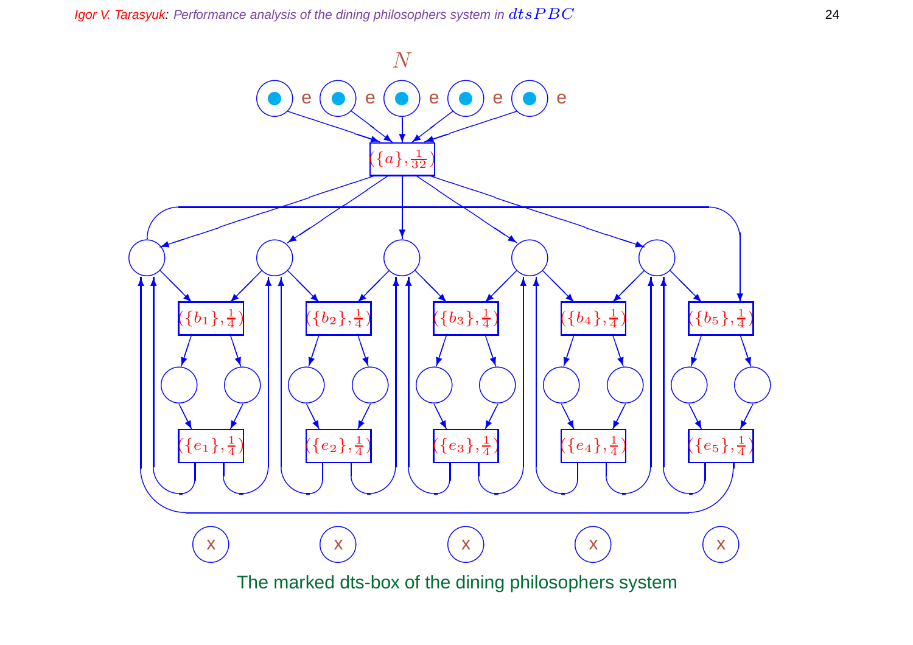$N$

e e e e e

$(\{a\}, \frac{1}{32})$

$(\{b_1\}, \frac{1}{4})$ $(\{b_2\}, \frac{1}{4})$ $(\{b_3\}, \frac{1}{4})$ $(\{b_4\}, \frac{1}{4})$ $(\{b_5\}, \frac{1}{4})$

$(\{e_1\}, \frac{1}{4})$ $(\{e_2\}, \frac{1}{4})$ $(\{e_3\}, \frac{1}{4})$ $(\{e_4\}, \frac{1}{4})$ $(\{e_5\}, \frac{1}{4})$

x x x x x

The marked dts-box of the dining philosophers system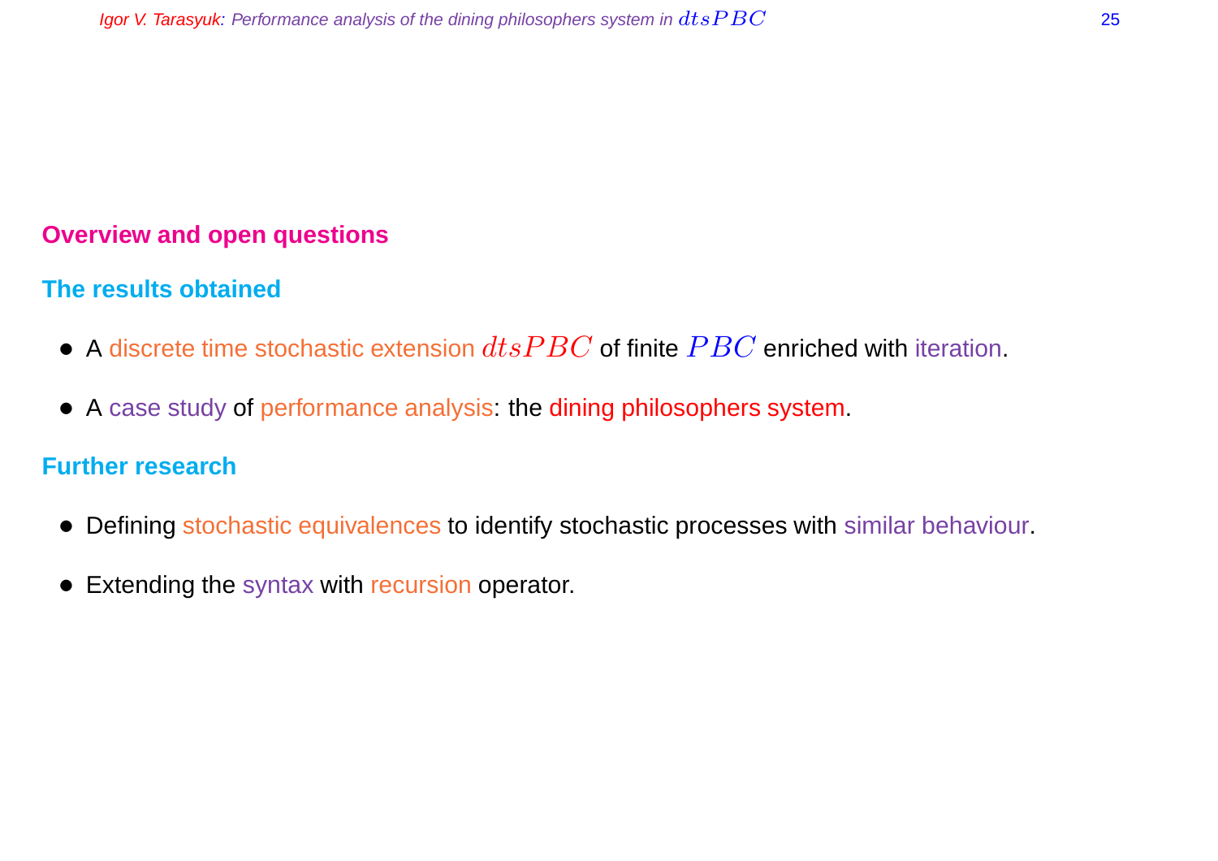## Overview and open questions

### The results obtained

- A discrete time stochastic extension $dtsPBC$ of finite $PBC$ enriched with iteration.
- A case study of performance analysis: the dining philosophers system.

### Further research

- Defining stochastic equivalences to identify stochastic processes with similar behaviour.
- Extending the syntax with recursion operator.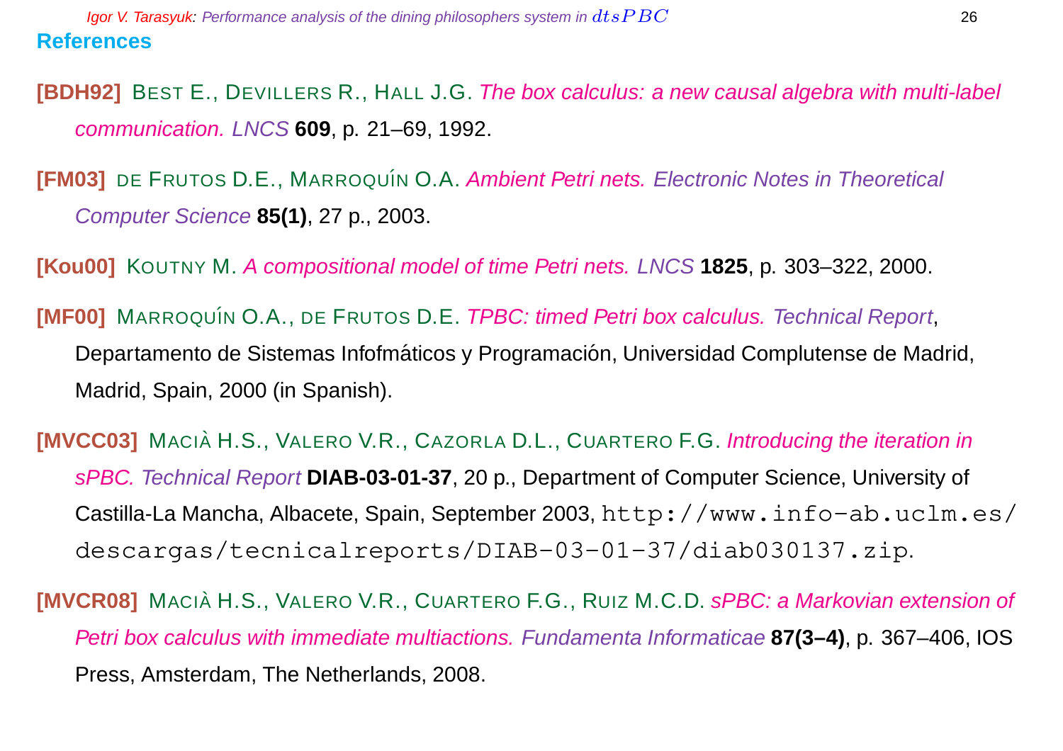## References

**[BDH92]** Best E., Devillers R., Hall J.G. *The box calculus: a new causal algebra with multi-label communication. LNCS* **609**, p. 21–69, 1992.

**[FM03]** de Frutos D.E., Marroquín O.A. *Ambient Petri nets. Electronic Notes in Theoretical Computer Science* **85(1)**, 27 p., 2003.

**[Kou00]** Koutny M. *A compositional model of time Petri nets. LNCS* **1825**, p. 303–322, 2000.

**[MF00]** Marroquín O.A., de Frutos D.E. *TPBC: timed Petri box calculus. Technical Report*, Departamento de Sistemas Infofmáticos y Programación, Universidad Complutense de Madrid, Madrid, Spain, 2000 (in Spanish).

**[MVCC03]** Macià H.S., Valero V.R., Cazorla D.L., Cuartero F.G. *Introducing the iteration in sPBC. Technical Report* **DIAB-03-01-37**, 20 p., Department of Computer Science, University of Castilla-La Mancha, Albacete, Spain, September 2003, `http://www.info-ab.uclm.es/descargas/tecnicalreports/DIAB-03-01-37/diab030137.zip`.

**[MVCR08]** Macià H.S., Valero V.R., Cuartero F.G., Ruiz M.C.D. *sPBC: a Markovian extension of Petri box calculus with immediate multiactions. Fundamenta Informaticae* **87(3–4)**, p. 367–406, IOS Press, Amsterdam, The Netherlands, 2008.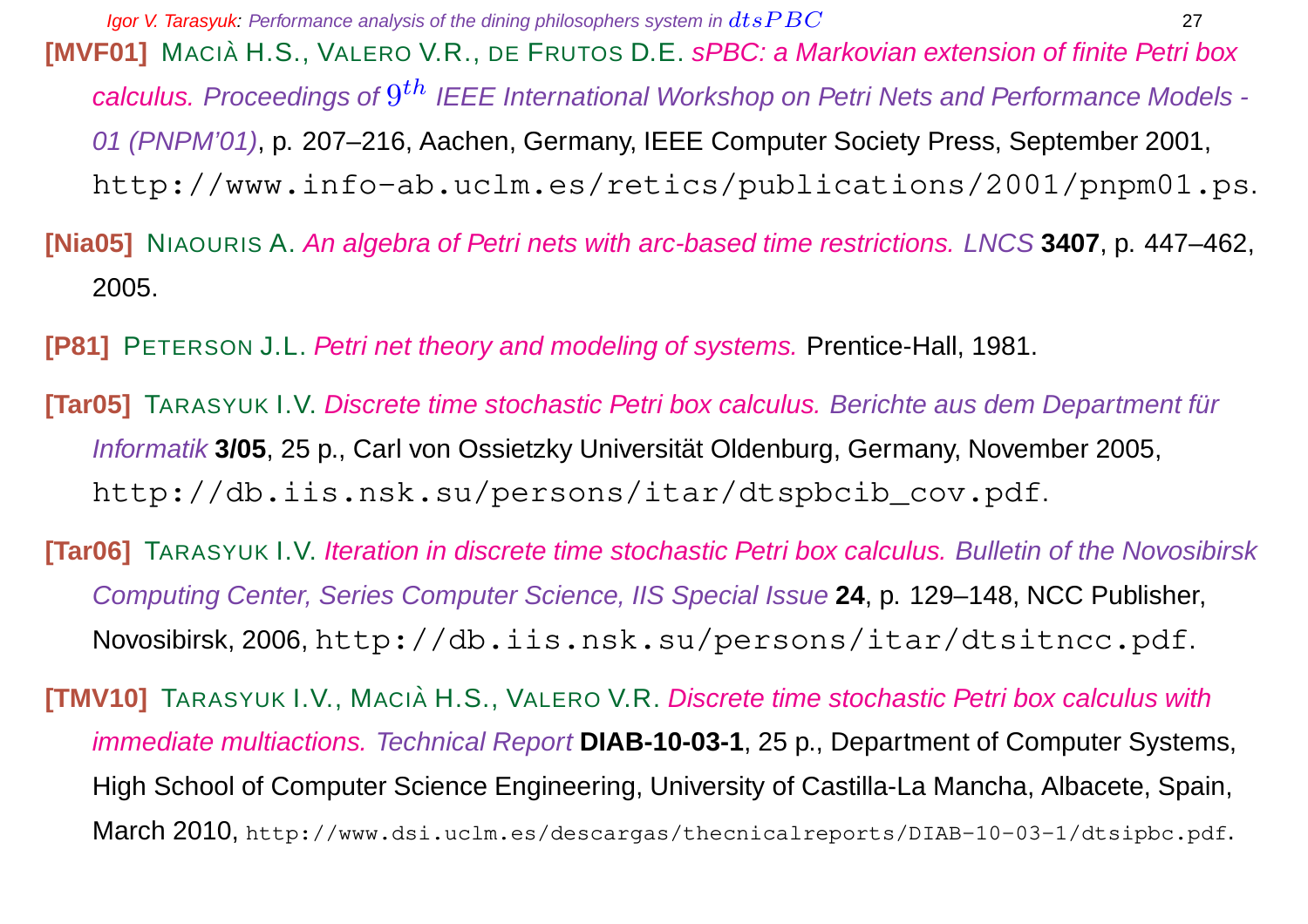**[MVF01]** MACIÀ H.S., VALERO V.R., DE FRUTOS D.E. *sPBC: a Markovian extension of finite Petri box calculus. Proceedings of $9^{th}$ IEEE International Workshop on Petri Nets and Performance Models - 01 (PNPM'01)*, p. 207–216, Aachen, Germany, IEEE Computer Society Press, September 2001, http://www.info-ab.uclm.es/retics/publications/2001/pnpm01.ps.

**[Nia05]** NIAOURIS A. *An algebra of Petri nets with arc-based time restrictions. LNCS* **3407**, p. 447–462, 2005.

**[P81]** PETERSON J.L. *Petri net theory and modeling of systems.* Prentice-Hall, 1981.

**[Tar05]** TARASYUK I.V. *Discrete time stochastic Petri box calculus. Berichte aus dem Department für Informatik* **3/05**, 25 p., Carl von Ossietzky Universität Oldenburg, Germany, November 2005, http://db.iis.nsk.su/persons/itar/dtspbcib_cov.pdf.

**[Tar06]** TARASYUK I.V. *Iteration in discrete time stochastic Petri box calculus. Bulletin of the Novosibirsk Computing Center, Series Computer Science, IIS Special Issue* **24**, p. 129–148, NCC Publisher, Novosibirsk, 2006, http://db.iis.nsk.su/persons/itar/dtsitncc.pdf.

**[TMV10]** TARASYUK I.V., MACIÀ H.S., VALERO V.R. *Discrete time stochastic Petri box calculus with immediate multiactions. Technical Report* **DIAB-10-03-1**, 25 p., Department of Computer Systems, High School of Computer Science Engineering, University of Castilla-La Mancha, Albacete, Spain, March 2010, http://www.dsi.uclm.es/descargas/thecnicalreports/DIAB-10-03-1/dtsipbc.pdf.